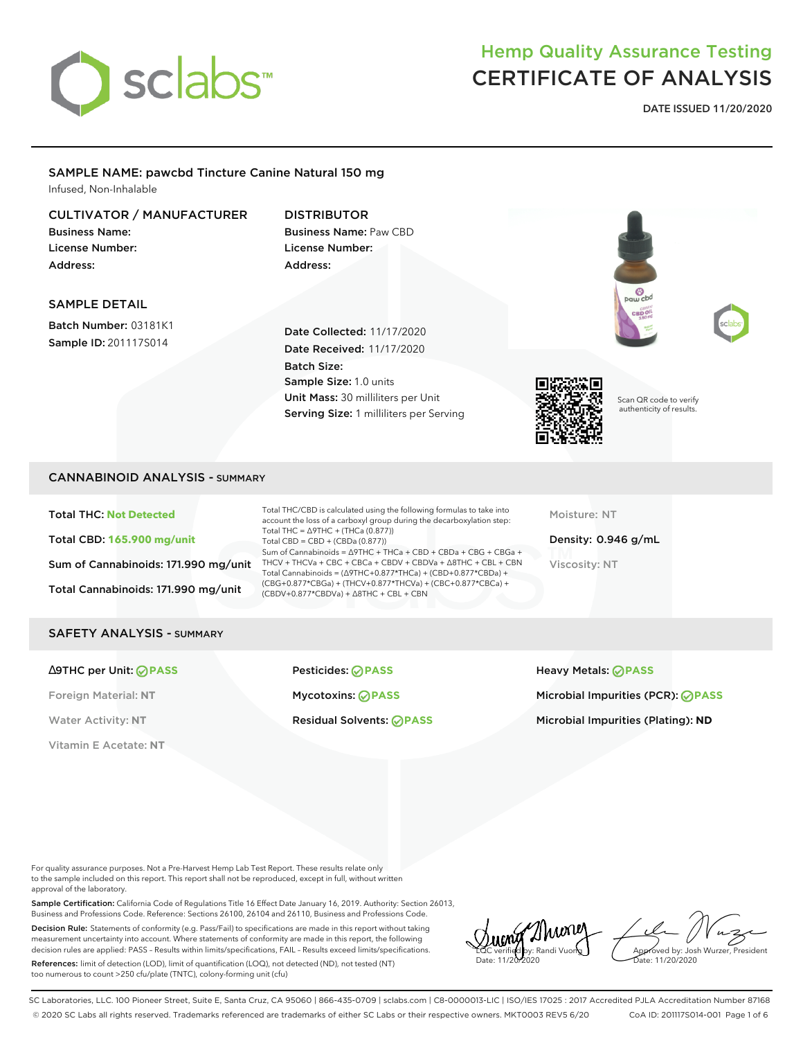# Hemp Quality Assurance Testing
# CERTIFICATE OF ANALYSIS

**DATE ISSUED 11/20/2020**

## SAMPLE NAME: pawcbd Tincture Canine Natural 150 mg

Infused, Non-Inhalable

### CULTIVATOR / MANUFACTURER

**Business Name:**
**License Number:**
**Address:**

### DISTRIBUTOR

**Business Name:** Paw CBD
**License Number:**
**Address:**

### SAMPLE DETAIL

**Batch Number:** 03181K1
**Sample ID:** 201117S014

**Date Collected:** 11/17/2020
**Date Received:** 11/17/2020
**Batch Size:**
**Sample Size:** 1.0 units
**Unit Mass:** 30 milliliters per Unit
**Serving Size:** 1 milliliters per Serving

Scan QR code to verify authenticity of results.

## CANNABINOID ANALYSIS - SUMMARY

**Total THC:** Not Detected

**Total CBD:** 165.900 mg/unit

**Sum of Cannabinoids:** 171.990 mg/unit

**Total Cannabinoids:** 171.990 mg/unit

Total THC/CBD is calculated using the following formulas to take into account the loss of a carboxyl group during the decarboxylation step:
Total THC = ∆9THC + (THCa (0.877))
Total CBD = CBD + (CBDa (0.877))
Sum of Cannabinoids = ∆9THC + THCa + CBD + CBDa + CBG + CBGa + THCV + THCVa + CBC + CBCa + CBDV + CBDVa + ∆8THC + CBL + CBN
Total Cannabinoids = (∆9THC+0.877*THCa) + (CBD+0.877*CBDa) + (CBG+0.877*CBGa) + (THCV+0.877*THCVa) + (CBC+0.877*CBCa) + (CBDV+0.877*CBDVa) + ∆8THC + CBL + CBN

Moisture: NT

**Density:** 0.946 g/mL

Viscosity: NT

## SAFETY ANALYSIS - SUMMARY

**∆9THC per Unit:** PASS

Foreign Material: NT

Water Activity: NT

Vitamin E Acetate: NT

**Pesticides:** PASS

**Mycotoxins:** PASS

**Residual Solvents:** PASS

**Heavy Metals:** PASS

**Microbial Impurities (PCR):** PASS

**Microbial Impurities (Plating):** ND

For quality assurance purposes. Not a Pre-Harvest Hemp Lab Test Report. These results relate only to the sample included on this report. This report shall not be reproduced, except in full, without written approval of the laboratory.

**Sample Certification:** California Code of Regulations Title 16 Effect Date January 16, 2019. Authority: Section 26013, Business and Professions Code. Reference: Sections 26100, 26104 and 26110, Business and Professions Code.

**Decision Rule:** Statements of conformity (e.g. Pass/Fail) to specifications are made in this report without taking measurement uncertainty into account. Where statements of conformity are made in this report, the following decision rules are applied: PASS – Results within limits/specifications, FAIL – Results exceed limits/specifications.

**References:** limit of detection (LOD), limit of quantification (LOQ), not detected (ND), not tested (NT) too numerous to count >250 cfu/plate (TNTC), colony-forming unit (cfu)

LQC verified by: Randi Vuong
Date: 11/20/2020

Approved by: Josh Wurzer, President
Date: 11/20/2020

SC Laboratories, LLC. 100 Pioneer Street, Suite E, Santa Cruz, CA 95060 | 866-435-0709 | sclabs.com | C8-0000013-LIC | ISO/IES 17025 : 2017 Accredited PJLA Accreditation Number 87168
© 2020 SC Labs all rights reserved. Trademarks referenced are trademarks of either SC Labs or their respective owners. MKT0003 REV5 6/20 CoA ID: 201117S014-001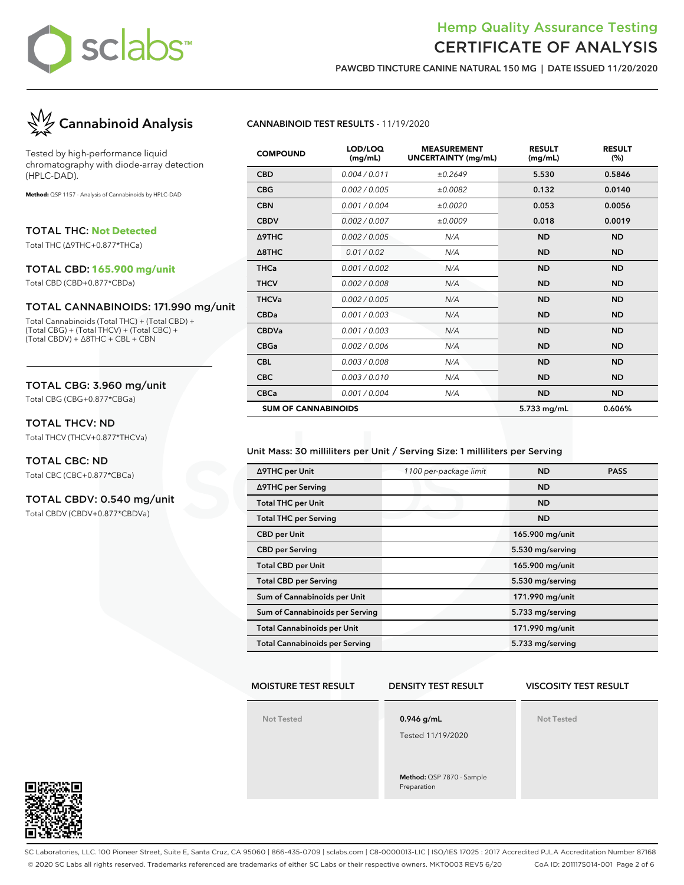# Hemp Quality Assurance Testing
# CERTIFICATE OF ANALYSIS

**PAWCBD TINCTURE CANINE NATURAL 150 MG | DATE ISSUED 11/20/2020**

## Cannabinoid Analysis

Tested by high-performance liquid chromatography with diode-array detection (HPLC-DAD).

**Method:** QSP 1157 - Analysis of Cannabinoids by HPLC-DAD

### TOTAL THC: Not Detected
Total THC (Δ9THC+0.877*THCa)

### TOTAL CBD: 165.900 mg/unit
Total CBD (CBD+0.877*CBDa)

### TOTAL CANNABINOIDS: 171.990 mg/unit
Total Cannabinoids (Total THC) + (Total CBD) + (Total CBG) + (Total THCV) + (Total CBC) + (Total CBDV) + Δ8THC + CBL + CBN

### TOTAL CBG: 3.960 mg/unit
Total CBG (CBG+0.877*CBGa)

### TOTAL THCV: ND
Total THCV (THCV+0.877*THCVa)

### TOTAL CBC: ND
Total CBC (CBC+0.877*CBCa)

### TOTAL CBDV: 0.540 mg/unit
Total CBDV (CBDV+0.877*CBDVa)

**CANNABINOID TEST RESULTS** - 11/19/2020

| COMPOUND | LOD/LOQ (mg/mL) | MEASUREMENT UNCERTAINTY (mg/mL) | RESULT (mg/mL) | RESULT (%) |
|---|---|---|---|---|
| CBD | 0.004 / 0.011 | ±0.2649 | 5.530 | 0.5846 |
| CBG | 0.002 / 0.005 | ±0.0082 | 0.132 | 0.0140 |
| CBN | 0.001 / 0.004 | ±0.0020 | 0.053 | 0.0056 |
| CBDV | 0.002 / 0.007 | ±0.0009 | 0.018 | 0.0019 |
| Δ9THC | 0.002 / 0.005 | N/A | ND | ND |
| Δ8THC | 0.01 / 0.02 | N/A | ND | ND |
| THCa | 0.001 / 0.002 | N/A | ND | ND |
| THCV | 0.002 / 0.008 | N/A | ND | ND |
| THCVa | 0.002 / 0.005 | N/A | ND | ND |
| CBDa | 0.001 / 0.003 | N/A | ND | ND |
| CBDVa | 0.001 / 0.003 | N/A | ND | ND |
| CBGa | 0.002 / 0.006 | N/A | ND | ND |
| CBL | 0.003 / 0.008 | N/A | ND | ND |
| CBC | 0.003 / 0.010 | N/A | ND | ND |
| CBCa | 0.001 / 0.004 | N/A | ND | ND |
| SUM OF CANNABINOIDS | | | 5.733 mg/mL | 0.606% |

Unit Mass: 30 milliliters per Unit / Serving Size: 1 milliliters per Serving

| | | | |
|---|---|---|---|
| Δ9THC per Unit | 1100 per-package limit | ND | PASS |
| Δ9THC per Serving | | ND | |
| Total THC per Unit | | ND | |
| Total THC per Serving | | ND | |
| CBD per Unit | | 165.900 mg/unit | |
| CBD per Serving | | 5.530 mg/serving | |
| Total CBD per Unit | | 165.900 mg/unit | |
| Total CBD per Serving | | 5.530 mg/serving | |
| Sum of Cannabinoids per Unit | | 171.990 mg/unit | |
| Sum of Cannabinoids per Serving | | 5.733 mg/serving | |
| Total Cannabinoids per Unit | | 171.990 mg/unit | |
| Total Cannabinoids per Serving | | 5.733 mg/serving | |

| MOISTURE TEST RESULT | DENSITY TEST RESULT | VISCOSITY TEST RESULT |
|---|---|---|
| Not Tested | 0.946 g/mL<br>Tested 11/19/2020<br>**Method:** QSP 7870 - Sample Preparation | Not Tested |

SC Laboratories, LLC. 100 Pioneer Street, Suite E, Santa Cruz, CA 95060 | 866-435-0709 | sclabs.com | C8-0000013-LIC | ISO/IES 17025 : 2017 Accredited PJLA Accreditation Number 87168

© 2020 SC Labs all rights reserved. Trademarks referenced are trademarks of either SC Labs or their respective owners. MKT0003 REV5 6/20 CoA ID: 201117S014-001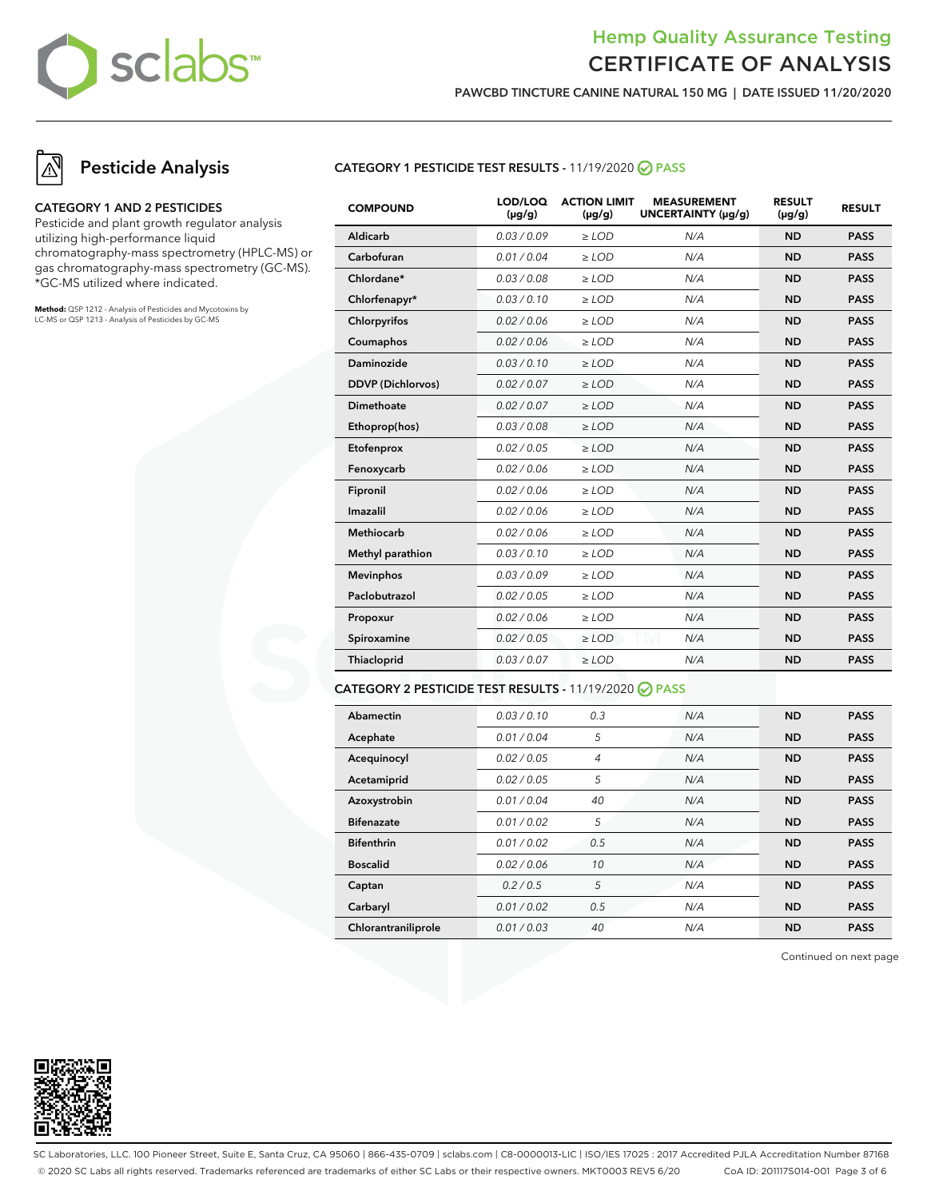# Hemp Quality Assurance Testing
# CERTIFICATE OF ANALYSIS

**PAWCBD TINCTURE CANINE NATURAL 150 MG | DATE ISSUED 11/20/2020**

## Pesticide Analysis

**CATEGORY 1 AND 2 PESTICIDES**

Pesticide and plant growth regulator analysis utilizing high-performance liquid chromatography-mass spectrometry (HPLC-MS) or gas chromatography-mass spectrometry (GC-MS). *GC-MS utilized where indicated.

**Method:** QSP 1212 - Analysis of Pesticides and Mycotoxins by LC-MS or QSP 1213 - Analysis of Pesticides by GC-MS

### CATEGORY 1 PESTICIDE TEST RESULTS - 11/19/2020 PASS

| COMPOUND | LOD/LOQ (μg/g) | ACTION LIMIT (μg/g) | MEASUREMENT UNCERTAINTY (μg/g) | RESULT (μg/g) | RESULT |
|---|---|---|---|---|---|
| Aldicarb | 0.03 / 0.09 | ≥ LOD | N/A | ND | PASS |
| Carbofuran | 0.01 / 0.04 | ≥ LOD | N/A | ND | PASS |
| Chlordane* | 0.03 / 0.08 | ≥ LOD | N/A | ND | PASS |
| Chlorfenapyr* | 0.03 / 0.10 | ≥ LOD | N/A | ND | PASS |
| Chlorpyrifos | 0.02 / 0.06 | ≥ LOD | N/A | ND | PASS |
| Coumaphos | 0.02 / 0.06 | ≥ LOD | N/A | ND | PASS |
| Daminozide | 0.03 / 0.10 | ≥ LOD | N/A | ND | PASS |
| DDVP (Dichlorvos) | 0.02 / 0.07 | ≥ LOD | N/A | ND | PASS |
| Dimethoate | 0.02 / 0.07 | ≥ LOD | N/A | ND | PASS |
| Ethoprop(hos) | 0.03 / 0.08 | ≥ LOD | N/A | ND | PASS |
| Etofenprox | 0.02 / 0.05 | ≥ LOD | N/A | ND | PASS |
| Fenoxycarb | 0.02 / 0.06 | ≥ LOD | N/A | ND | PASS |
| Fipronil | 0.02 / 0.06 | ≥ LOD | N/A | ND | PASS |
| Imazalil | 0.02 / 0.06 | ≥ LOD | N/A | ND | PASS |
| Methiocarb | 0.02 / 0.06 | ≥ LOD | N/A | ND | PASS |
| Methyl parathion | 0.03 / 0.10 | ≥ LOD | N/A | ND | PASS |
| Mevinphos | 0.03 / 0.09 | ≥ LOD | N/A | ND | PASS |
| Paclobutrazol | 0.02 / 0.05 | ≥ LOD | N/A | ND | PASS |
| Propoxur | 0.02 / 0.06 | ≥ LOD | N/A | ND | PASS |
| Spiroxamine | 0.02 / 0.05 | ≥ LOD | N/A | ND | PASS |
| Thiacloprid | 0.03 / 0.07 | ≥ LOD | N/A | ND | PASS |

### CATEGORY 2 PESTICIDE TEST RESULTS - 11/19/2020 PASS

| COMPOUND | LOD/LOQ (μg/g) | ACTION LIMIT (μg/g) | MEASUREMENT UNCERTAINTY (μg/g) | RESULT (μg/g) | RESULT |
|---|---|---|---|---|---|
| Abamectin | 0.03 / 0.10 | 0.3 | N/A | ND | PASS |
| Acephate | 0.01 / 0.04 | 5 | N/A | ND | PASS |
| Acequinocyl | 0.02 / 0.05 | 4 | N/A | ND | PASS |
| Acetamiprid | 0.02 / 0.05 | 5 | N/A | ND | PASS |
| Azoxystrobin | 0.01 / 0.04 | 40 | N/A | ND | PASS |
| Bifenazate | 0.01 / 0.02 | 5 | N/A | ND | PASS |
| Bifenthrin | 0.01 / 0.02 | 0.5 | N/A | ND | PASS |
| Boscalid | 0.02 / 0.06 | 10 | N/A | ND | PASS |
| Captan | 0.2 / 0.5 | 5 | N/A | ND | PASS |
| Carbaryl | 0.01 / 0.02 | 0.5 | N/A | ND | PASS |
| Chlorantraniliprole | 0.01 / 0.03 | 40 | N/A | ND | PASS |

Continued on next page

SC Laboratories, LLC. 100 Pioneer Street, Suite E, Santa Cruz, CA 95060 | 866-435-0709 | sclabs.com | C8-0000013-LIC | ISO/IES 17025 : 2017 Accredited PJLA Accreditation Number 87168
© 2020 SC Labs all rights reserved. Trademarks referenced are trademarks of either SC Labs or their respective owners. MKT0003 REV5 6/20 CoA ID: 201117S014-001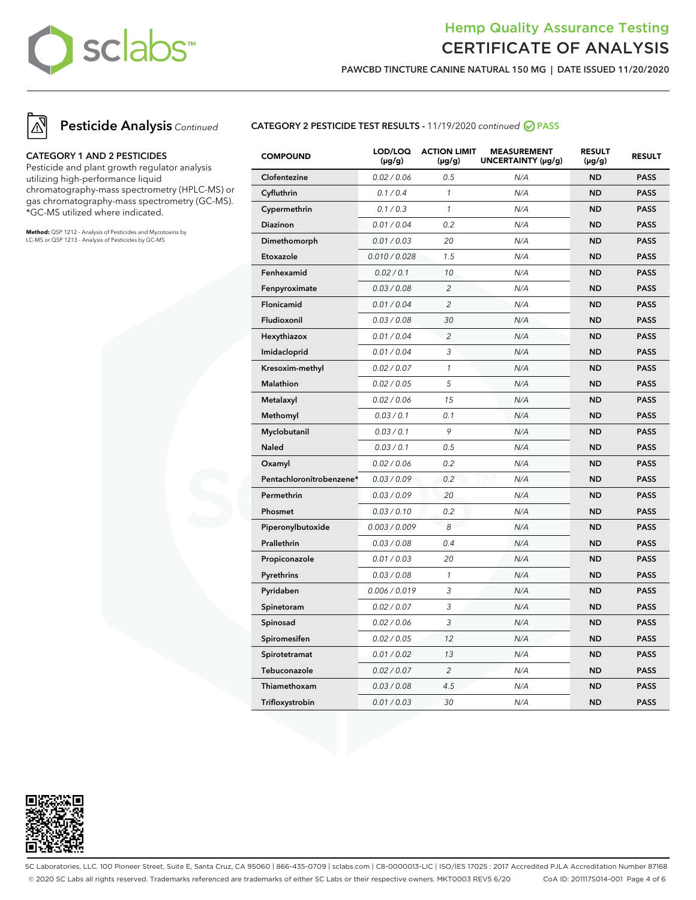# Hemp Quality Assurance Testing
# CERTIFICATE OF ANALYSIS

**PAWCBD TINCTURE CANINE NATURAL 150 MG | DATE ISSUED 11/20/2020**

## Pesticide Analysis *Continued*

### CATEGORY 1 AND 2 PESTICIDES

Pesticide and plant growth regulator analysis utilizing high-performance liquid chromatography-mass spectrometry (HPLC-MS) or gas chromatography-mass spectrometry (GC-MS). *GC-MS utilized where indicated.

**Method:** QSP 1212 - Analysis of Pesticides and Mycotoxins by LC-MS or QSP 1213 - Analysis of Pesticides by GC-MS

### CATEGORY 2 PESTICIDE TEST RESULTS - 11/19/2020 *continued* PASS

| COMPOUND | LOD/LOQ (µg/g) | ACTION LIMIT (µg/g) | MEASUREMENT UNCERTAINTY (µg/g) | RESULT (µg/g) | RESULT |
|---|---|---|---|---|---|
| Clofentezine | 0.02 / 0.06 | 0.5 | N/A | ND | PASS |
| Cyfluthrin | 0.1 / 0.4 | 1 | N/A | ND | PASS |
| Cypermethrin | 0.1 / 0.3 | 1 | N/A | ND | PASS |
| Diazinon | 0.01 / 0.04 | 0.2 | N/A | ND | PASS |
| Dimethomorph | 0.01 / 0.03 | 20 | N/A | ND | PASS |
| Etoxazole | 0.010 / 0.028 | 1.5 | N/A | ND | PASS |
| Fenhexamid | 0.02 / 0.1 | 10 | N/A | ND | PASS |
| Fenpyroximate | 0.03 / 0.08 | 2 | N/A | ND | PASS |
| Flonicamid | 0.01 / 0.04 | 2 | N/A | ND | PASS |
| Fludioxonil | 0.03 / 0.08 | 30 | N/A | ND | PASS |
| Hexythiazox | 0.01 / 0.04 | 2 | N/A | ND | PASS |
| Imidacloprid | 0.01 / 0.04 | 3 | N/A | ND | PASS |
| Kresoxim-methyl | 0.02 / 0.07 | 1 | N/A | ND | PASS |
| Malathion | 0.02 / 0.05 | 5 | N/A | ND | PASS |
| Metalaxyl | 0.02 / 0.06 | 15 | N/A | ND | PASS |
| Methomyl | 0.03 / 0.1 | 0.1 | N/A | ND | PASS |
| Myclobutanil | 0.03 / 0.1 | 9 | N/A | ND | PASS |
| Naled | 0.03 / 0.1 | 0.5 | N/A | ND | PASS |
| Oxamyl | 0.02 / 0.06 | 0.2 | N/A | ND | PASS |
| Pentachloronitrobenzene* | 0.03 / 0.09 | 0.2 | N/A | ND | PASS |
| Permethrin | 0.03 / 0.09 | 20 | N/A | ND | PASS |
| Phosmet | 0.03 / 0.10 | 0.2 | N/A | ND | PASS |
| Piperonylbutoxide | 0.003 / 0.009 | 8 | N/A | ND | PASS |
| Prallethrin | 0.03 / 0.08 | 0.4 | N/A | ND | PASS |
| Propiconazole | 0.01 / 0.03 | 20 | N/A | ND | PASS |
| Pyrethrins | 0.03 / 0.08 | 1 | N/A | ND | PASS |
| Pyridaben | 0.006 / 0.019 | 3 | N/A | ND | PASS |
| Spinetoram | 0.02 / 0.07 | 3 | N/A | ND | PASS |
| Spinosad | 0.02 / 0.06 | 3 | N/A | ND | PASS |
| Spiromesifen | 0.02 / 0.05 | 12 | N/A | ND | PASS |
| Spirotetramat | 0.01 / 0.02 | 13 | N/A | ND | PASS |
| Tebuconazole | 0.02 / 0.07 | 2 | N/A | ND | PASS |
| Thiamethoxam | 0.03 / 0.08 | 4.5 | N/A | ND | PASS |
| Trifloxystrobin | 0.01 / 0.03 | 30 | N/A | ND | PASS |

SC Laboratories, LLC. 100 Pioneer Street, Suite E, Santa Cruz, CA 95060 | 866-435-0709 | sclabs.com | C8-0000013-LIC | ISO/IES 17025 : 2017 Accredited PJLA Accreditation Number 87168
© 2020 SC Labs all rights reserved. Trademarks referenced are trademarks of either SC Labs or their respective owners. MKT0003 REV5 6/20 CoA ID: 201117S014-001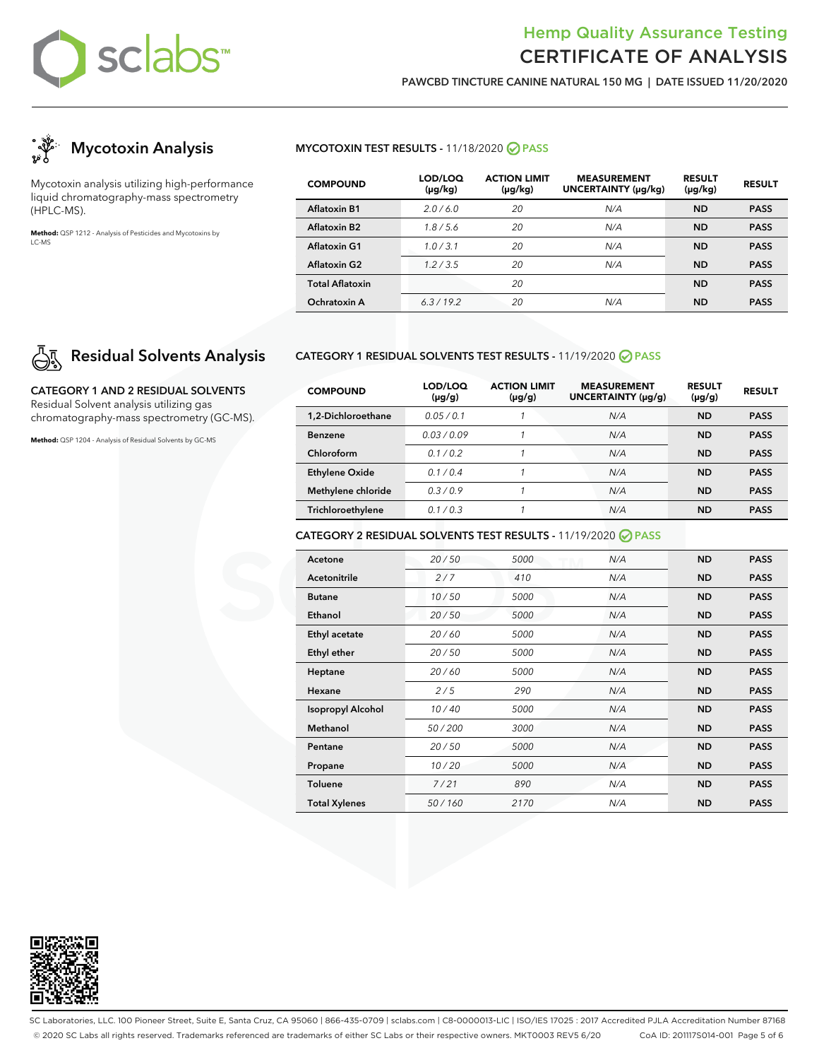# Hemp Quality Assurance Testing
# CERTIFICATE OF ANALYSIS

**PAWCBD TINCTURE CANINE NATURAL 150 MG | DATE ISSUED 11/20/2020**

## Mycotoxin Analysis

Mycotoxin analysis utilizing high-performance liquid chromatography-mass spectrometry (HPLC-MS).

**Method:** QSP 1212 - Analysis of Pesticides and Mycotoxins by LC-MS

### MYCOTOXIN TEST RESULTS - 11/18/2020 PASS

| COMPOUND | LOD/LOQ (µg/kg) | ACTION LIMIT (µg/kg) | MEASUREMENT UNCERTAINTY (µg/kg) | RESULT (µg/kg) | RESULT |
|---|---|---|---|---|---|
| Aflatoxin B1 | 2.0 / 6.0 | 20 | N/A | ND | PASS |
| Aflatoxin B2 | 1.8 / 5.6 | 20 | N/A | ND | PASS |
| Aflatoxin G1 | 1.0 / 3.1 | 20 | N/A | ND | PASS |
| Aflatoxin G2 | 1.2 / 3.5 | 20 | N/A | ND | PASS |
| Total Aflatoxin | | 20 | | ND | PASS |
| Ochratoxin A | 6.3 / 19.2 | 20 | N/A | ND | PASS |

## Residual Solvents Analysis

**CATEGORY 1 AND 2 RESIDUAL SOLVENTS**

Residual Solvent analysis utilizing gas chromatography-mass spectrometry (GC-MS).

**Method:** QSP 1204 - Analysis of Residual Solvents by GC-MS

### CATEGORY 1 RESIDUAL SOLVENTS TEST RESULTS - 11/19/2020 PASS

| COMPOUND | LOD/LOQ (µg/g) | ACTION LIMIT (µg/g) | MEASUREMENT UNCERTAINTY (µg/g) | RESULT (µg/g) | RESULT |
|---|---|---|---|---|---|
| 1,2-Dichloroethane | 0.05 / 0.1 | 1 | N/A | ND | PASS |
| Benzene | 0.03 / 0.09 | 1 | N/A | ND | PASS |
| Chloroform | 0.1 / 0.2 | 1 | N/A | ND | PASS |
| Ethylene Oxide | 0.1 / 0.4 | 1 | N/A | ND | PASS |
| Methylene chloride | 0.3 / 0.9 | 1 | N/A | ND | PASS |
| Trichloroethylene | 0.1 / 0.3 | 1 | N/A | ND | PASS |

### CATEGORY 2 RESIDUAL SOLVENTS TEST RESULTS - 11/19/2020 PASS

| COMPOUND | LOD/LOQ (µg/g) | ACTION LIMIT (µg/g) | MEASUREMENT UNCERTAINTY (µg/g) | RESULT (µg/g) | RESULT |
|---|---|---|---|---|---|
| Acetone | 20 / 50 | 5000 | N/A | ND | PASS |
| Acetonitrile | 2 / 7 | 410 | N/A | ND | PASS |
| Butane | 10 / 50 | 5000 | N/A | ND | PASS |
| Ethanol | 20 / 50 | 5000 | N/A | ND | PASS |
| Ethyl acetate | 20 / 60 | 5000 | N/A | ND | PASS |
| Ethyl ether | 20 / 50 | 5000 | N/A | ND | PASS |
| Heptane | 20 / 60 | 5000 | N/A | ND | PASS |
| Hexane | 2 / 5 | 290 | N/A | ND | PASS |
| Isopropyl Alcohol | 10 / 40 | 5000 | N/A | ND | PASS |
| Methanol | 50 / 200 | 3000 | N/A | ND | PASS |
| Pentane | 20 / 50 | 5000 | N/A | ND | PASS |
| Propane | 10 / 20 | 5000 | N/A | ND | PASS |
| Toluene | 7 / 21 | 890 | N/A | ND | PASS |
| Total Xylenes | 50 / 160 | 2170 | N/A | ND | PASS |

SC Laboratories, LLC. 100 Pioneer Street, Suite E, Santa Cruz, CA 95060 | 866-435-0709 | sclabs.com | C8-0000013-LIC | ISO/IES 17025 : 2017 Accredited PJLA Accreditation Number 87168
© 2020 SC Labs all rights reserved. Trademarks referenced are trademarks of either SC Labs or their respective owners. MKT0003 REV5 6/20 CoA ID: 201117S014-001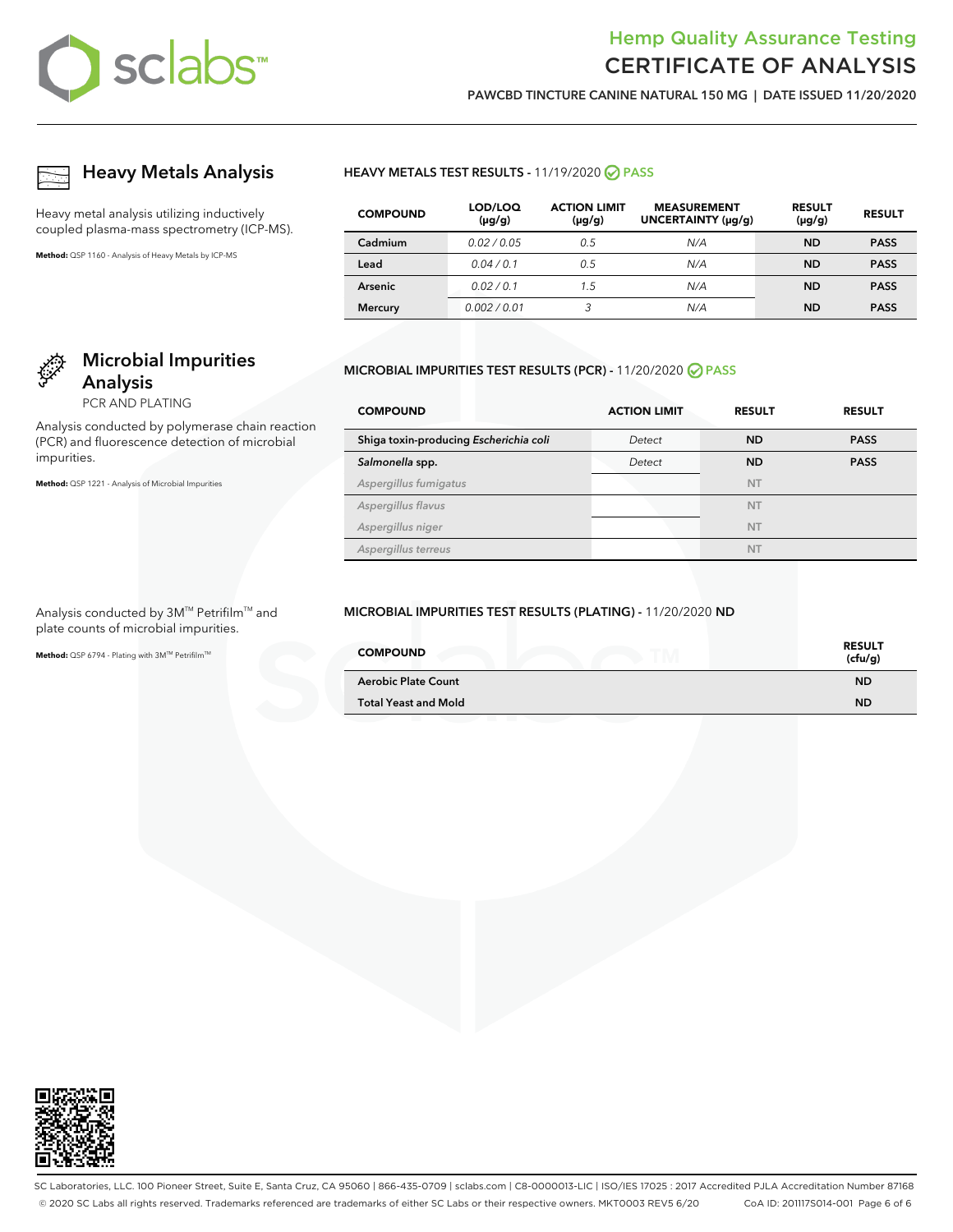# Hemp Quality Assurance Testing
# CERTIFICATE OF ANALYSIS

**PAWCBD TINCTURE CANINE NATURAL 150 MG | DATE ISSUED 11/20/2020**

## Heavy Metals Analysis

Heavy metal analysis utilizing inductively coupled plasma-mass spectrometry (ICP-MS).

**Method:** QSP 1160 - Analysis of Heavy Metals by ICP-MS

### HEAVY METALS TEST RESULTS - 11/19/2020 PASS

| COMPOUND | LOD/LOQ (μg/g) | ACTION LIMIT (μg/g) | MEASUREMENT UNCERTAINTY (μg/g) | RESULT (μg/g) | RESULT |
|---|---|---|---|---|---|
| Cadmium | *0.02 / 0.05* | *0.5* | *N/A* | **ND** | **PASS** |
| Lead | *0.04 / 0.1* | *0.5* | *N/A* | **ND** | **PASS** |
| Arsenic | *0.02 / 0.1* | *1.5* | *N/A* | **ND** | **PASS** |
| Mercury | *0.002 / 0.01* | *3* | *N/A* | **ND** | **PASS** |

## Microbial Impurities Analysis

PCR AND PLATING

Analysis conducted by polymerase chain reaction (PCR) and fluorescence detection of microbial impurities.

**Method:** QSP 1221 - Analysis of Microbial Impurities

### MICROBIAL IMPURITIES TEST RESULTS (PCR) - 11/20/2020 PASS

| COMPOUND | ACTION LIMIT | RESULT | RESULT |
|---|---|---|---|
| Shiga toxin-producing *Escherichia coli* | *Detect* | **ND** | **PASS** |
| *Salmonella* spp. | *Detect* | **ND** | **PASS** |
| *Aspergillus fumigatus* | | NT | |
| *Aspergillus flavus* | | NT | |
| *Aspergillus niger* | | NT | |
| *Aspergillus terreus* | | NT | |

Analysis conducted by 3M™ Petrifilm™ and plate counts of microbial impurities.

**Method:** QSP 6794 - Plating with 3M™ Petrifilm™

### MICROBIAL IMPURITIES TEST RESULTS (PLATING) - 11/20/2020 ND

| COMPOUND | RESULT (cfu/g) |
|---|---|
| Aerobic Plate Count | **ND** |
| Total Yeast and Mold | **ND** |

SC Laboratories, LLC. 100 Pioneer Street, Suite E, Santa Cruz, CA 95060 | 866-435-0709 | sclabs.com | C8-0000013-LIC | ISO/IES 17025 : 2017 Accredited PJLA Accreditation Number 87168
© 2020 SC Labs all rights reserved. Trademarks referenced are trademarks of either SC Labs or their respective owners. MKT0003 REV5 6/20 CoA ID: 201117S014-001